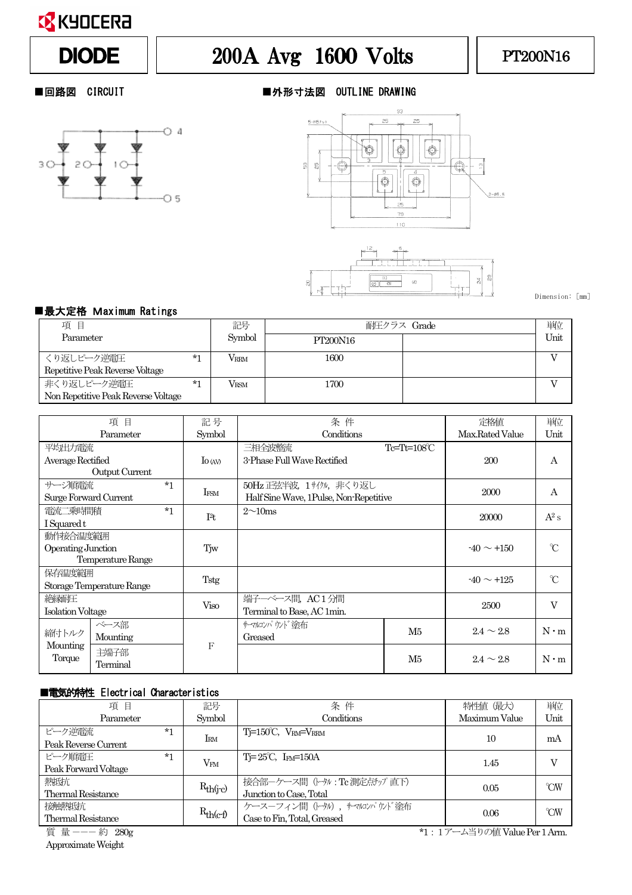KYOCERA

| DIODE | 200A Avg 1600 Volts | PT200N16 |
|---|---|---|

■回路図 CIRCUIT

3 2 1 4 5

■外形寸法図 OUTLINE DRAWING

93
5-M5ナット
25 25
50 25
13
2-φ5.5
25
79
110
12 6
20
24 29
Dimension: [mm]

## ■最大定格 Maximum Ratings

| 項 目 Parameter | 記号 Symbol | 耐圧クラス Grade | | 単位 Unit |
|---|---|---|---|---|
| | | PT200N16 | | |
| くり返しピーク逆電圧 *1 Repetitive Peak Reverse Voltage | $V_{RRM}$ | 1600 | | V |
| 非くり返しピーク逆電圧 *1 Non Repetitive Peak Reverse Voltage | $V_{RSM}$ | 1700 | | V |

| 項 目 Parameter | | 記 号 Symbol | 条 件 Conditions | | 定格値 Max.Rated Value | 単位 Unit |
|---|---|---|---|---|---|---|
| 平均出力電流 Average Rectified Output Current | | $I_{O(AV)}$ | 三相全波整流 3-Phase Full Wave Rectified | Tc=Tf=108℃ | 200 | A |
| サージ順電流 *1 Surge Forward Current | | $I_{FSM}$ | 50Hz 正弦半波, 1サイクル, 非くり返し Half Sine Wave, 1Pulse, Non-Repetitive | | 2000 | A |
| 電流二乗時間積 *1 I Squared t | | $I^2t$ | 2～10ms | | 20000 | $A^2s$ |
| 動作接合温度範囲 Operating Junction Temperature Range | | Tjw | | | -40 ～ +150 | ℃ |
| 保存温度範囲 Storage Temperature Range | | Tstg | | | -40 ～ +125 | ℃ |
| 絶縁耐圧 Isolation Voltage | | Viso | 端子―ベース間, AC 1 分間 Terminal to Base, AC 1min. | | 2500 | V |
| 締付トルク Mounting Torque | ベース部 Mounting | F | サーマルコンパウンド塗布 Greased | M5 | 2.4 ～ 2.8 | N・m |
| | 主端子部 Terminal | | | M5 | 2.4 ～ 2.8 | N・m |

## ■電気的特性 Electrical Characteristics

| 項 目 Parameter | 記号 Symbol | 条 件 Conditions | 特性値 (最大) Maximum Value | 単位 Unit |
|---|---|---|---|---|
| ピーク逆電流 *1 Peak Reverse Current | $I_{RM}$ | Tj=150℃, $V_{RM}$=$V_{RRM}$ | 10 | mA |
| ピーク順電圧 *1 Peak Forward Voltage | $V_{FM}$ | Tj= 25℃, $I_{FM}$=150A | 1.45 | V |
| 熱抵抗 Thermal Resistance | $R_{th(j-c)}$ | 接合部―ケース間 (トータル : Tc 測定点チップ直下) Junction to Case, Total | 0.05 | ℃/W |
| 接触熱抵抗 Thermal Resistance | $R_{th(c-f)}$ | ケース―フィン間 (トータル), サーマルコンパウンド塗布 Case to Fin, Total, Greased | 0.06 | ℃/W |

質 量 ――― 約 280g
Approximate Weight

*1 : 1アーム当りの値 Value Per 1 Arm.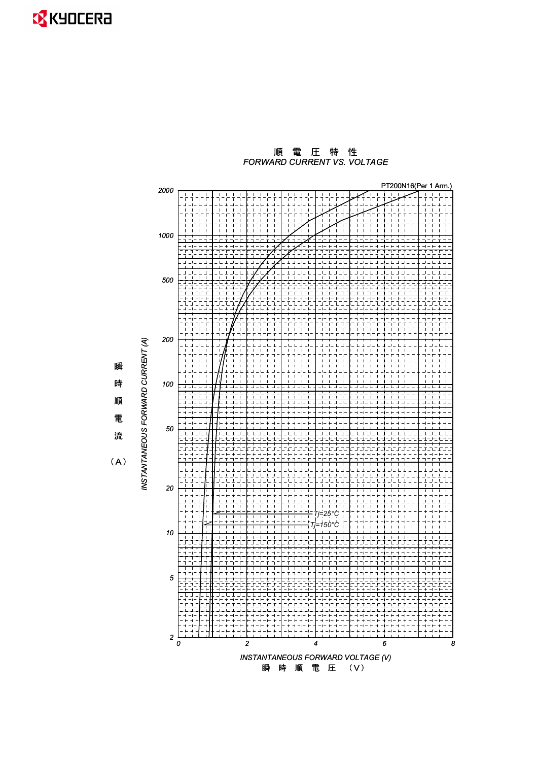KYOCERA

順 電 圧 特 性
FORWARD CURRENT VS. VOLTAGE

PT200N16(Per 1 Arm.)

瞬
時
順
電
流
（A）

INSTANTANEOUS FORWARD CURRENT (A)

2000
1000
500
200
100
50
20
10
5
2

Tj=25°C
Tj=150°C

0
2
4
6
8

INSTANTANEOUS FORWARD VOLTAGE (V)
瞬 時 順 電 圧 （V）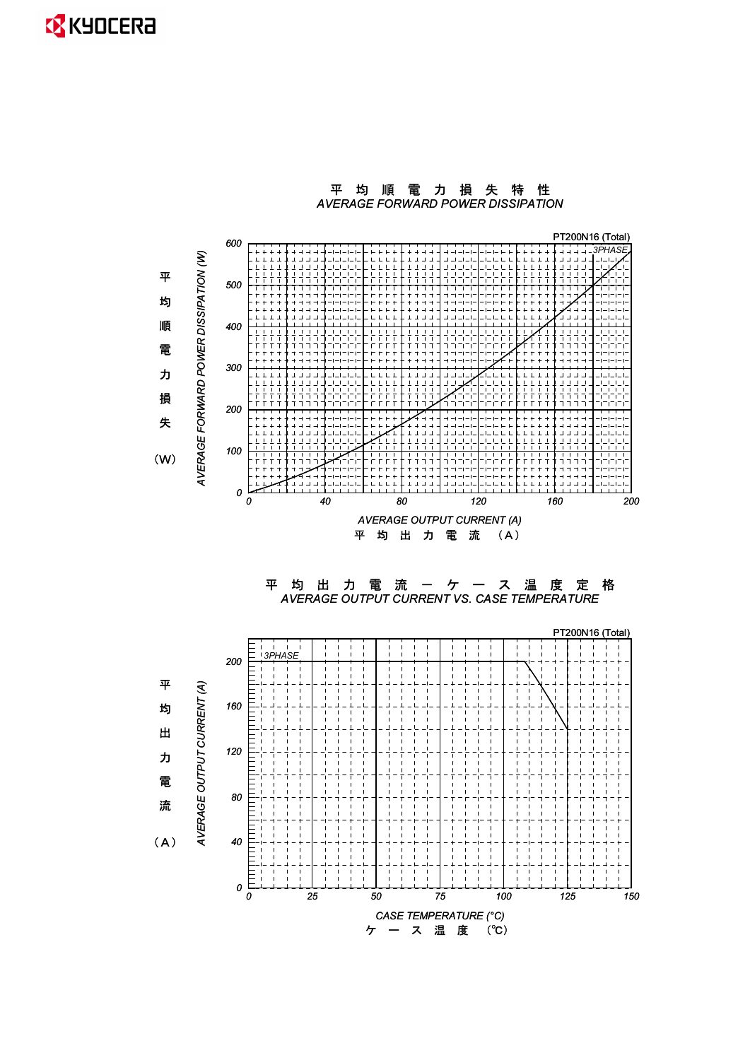## 平均順電力損失特性
## AVERAGE FORWARD POWER DISSIPATION

PT200N16 (Total)

3PHASE

平均順電力損失 (W)

AVERAGE FORWARD POWER DISSIPATION (W)

0
100
200
300
400
500
600

0
40
80
120
160
200

AVERAGE OUTPUT CURRENT (A)

平均出力電流 (A)

## 平均出力電流－ケース温度定格
## AVERAGE OUTPUT CURRENT VS. CASE TEMPERATURE

PT200N16 (Total)

3PHASE

平均出力電流 (A)

AVERAGE OUTPUT CURRENT (A)

0
40
80
120
160
200

0
25
50
75
100
125
150

CASE TEMPERATURE (°C)

ケース温度 (℃)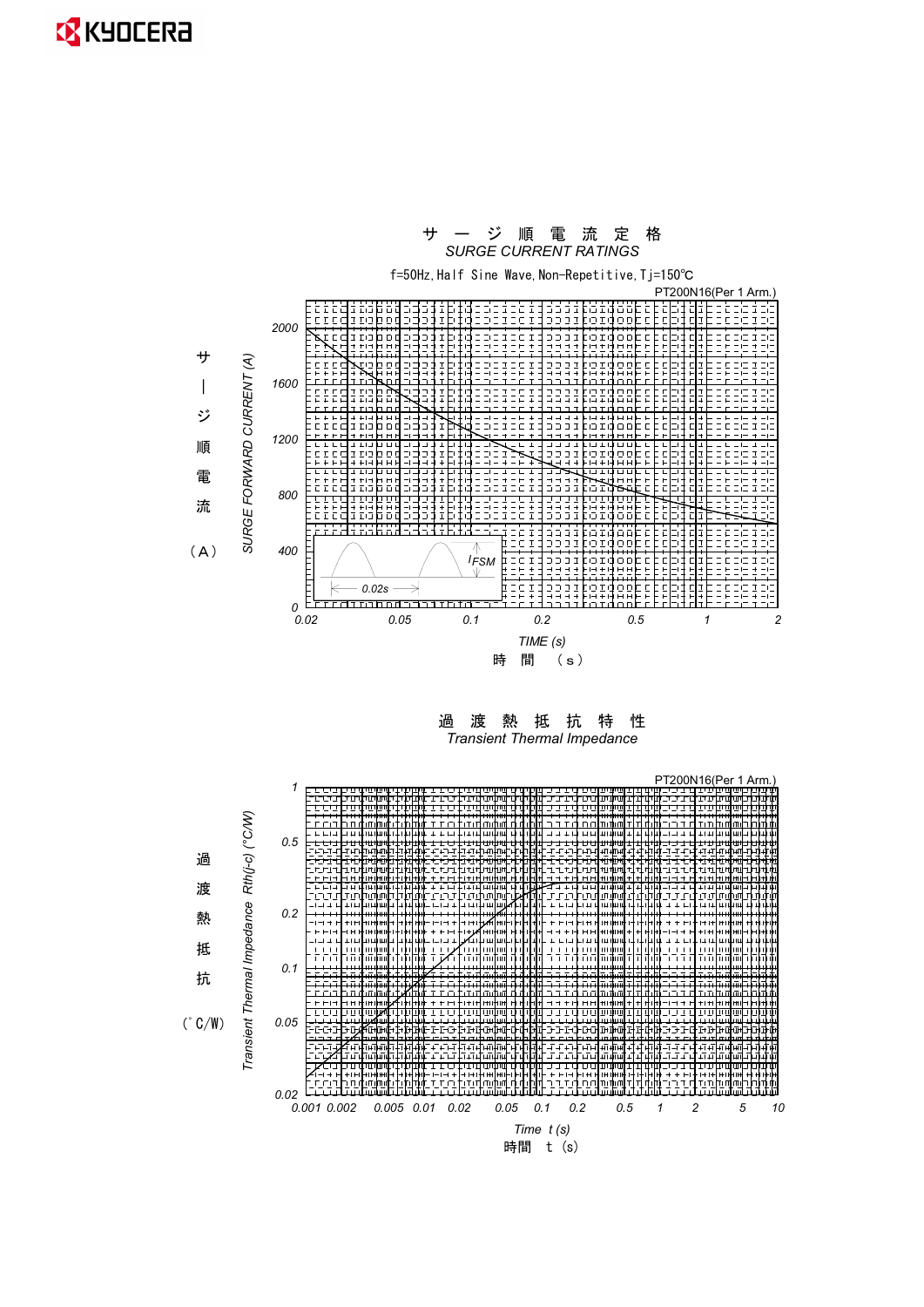KYOCERA

## サージ順電流定格
*SURGE CURRENT RATINGS*

f=50Hz, Half Sine Wave, Non-Repetitive, Tj=150℃

PT200N16(Per 1 Arm.)

サージ順電流（A）

SURGE FORWARD CURRENT (A)

2000
1600
1200
800
400
0

$I_{FSM}$

0.02s

0.02 0.05 0.1 0.2 0.5 1 2

TIME (s)

時間（s）

## 過渡熱抵抗特性
*Transient Thermal Impedance*

PT200N16(Per 1 Arm.)

過渡熱抵抗（˚C/W）

Transient Thermal Impedance $R_{th(j\text{-}c)}$ (°C/W)

1
0.5
0.2
0.1
0.05
0.02

0.001 0.002 0.005 0.01 0.02 0.05 0.1 0.2 0.5 1 2 5 10

Time t (s)

時間 t (s)